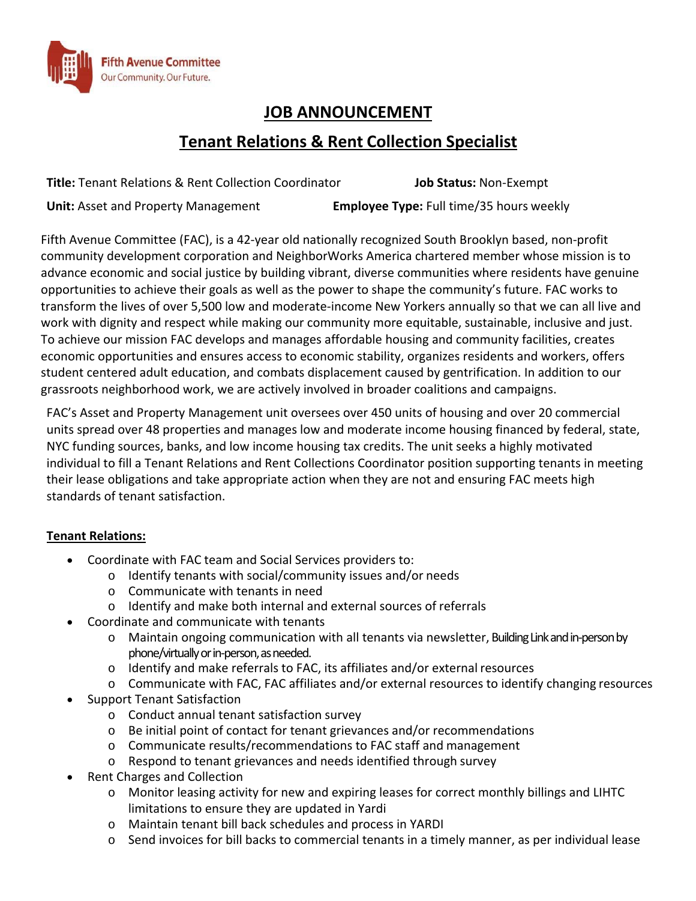Fifth Avenue Committee
Our Community. Our Future.

# JOB ANNOUNCEMENT

## Tenant Relations & Rent Collection Specialist

**Title:** Tenant Relations & Rent Collection Coordinator **Job Status:** Non-Exempt

**Unit:** Asset and Property Management **Employee Type:** Full time/35 hours weekly

Fifth Avenue Committee (FAC), is a 42-year old nationally recognized South Brooklyn based, non-profit community development corporation and NeighborWorks America chartered member whose mission is to advance economic and social justice by building vibrant, diverse communities where residents have genuine opportunities to achieve their goals as well as the power to shape the community's future. FAC works to transform the lives of over 5,500 low and moderate-income New Yorkers annually so that we can all live and work with dignity and respect while making our community more equitable, sustainable, inclusive and just. To achieve our mission FAC develops and manages affordable housing and community facilities, creates economic opportunities and ensures access to economic stability, organizes residents and workers, offers student centered adult education, and combats displacement caused by gentrification. In addition to our grassroots neighborhood work, we are actively involved in broader coalitions and campaigns.

FAC's Asset and Property Management unit oversees over 450 units of housing and over 20 commercial units spread over 48 properties and manages low and moderate income housing financed by federal, state, NYC funding sources, banks, and low income housing tax credits. The unit seeks a highly motivated individual to fill a Tenant Relations and Rent Collections Coordinator position supporting tenants in meeting their lease obligations and take appropriate action when they are not and ensuring FAC meets high standards of tenant satisfaction.

**Tenant Relations:**

- Coordinate with FAC team and Social Services providers to:
  - Identify tenants with social/community issues and/or needs
  - Communicate with tenants in need
  - Identify and make both internal and external sources of referrals
- Coordinate and communicate with tenants
  - Maintain ongoing communication with all tenants via newsletter, Building Link and in-person by phone/virtually or in-person, as needed.
  - Identify and make referrals to FAC, its affiliates and/or external resources
  - Communicate with FAC, FAC affiliates and/or external resources to identify changing resources
- Support Tenant Satisfaction
  - Conduct annual tenant satisfaction survey
  - Be initial point of contact for tenant grievances and/or recommendations
  - Communicate results/recommendations to FAC staff and management
  - Respond to tenant grievances and needs identified through survey
- Rent Charges and Collection
  - Monitor leasing activity for new and expiring leases for correct monthly billings and LIHTC limitations to ensure they are updated in Yardi
  - Maintain tenant bill back schedules and process in YARDI
  - Send invoices for bill backs to commercial tenants in a timely manner, as per individual lease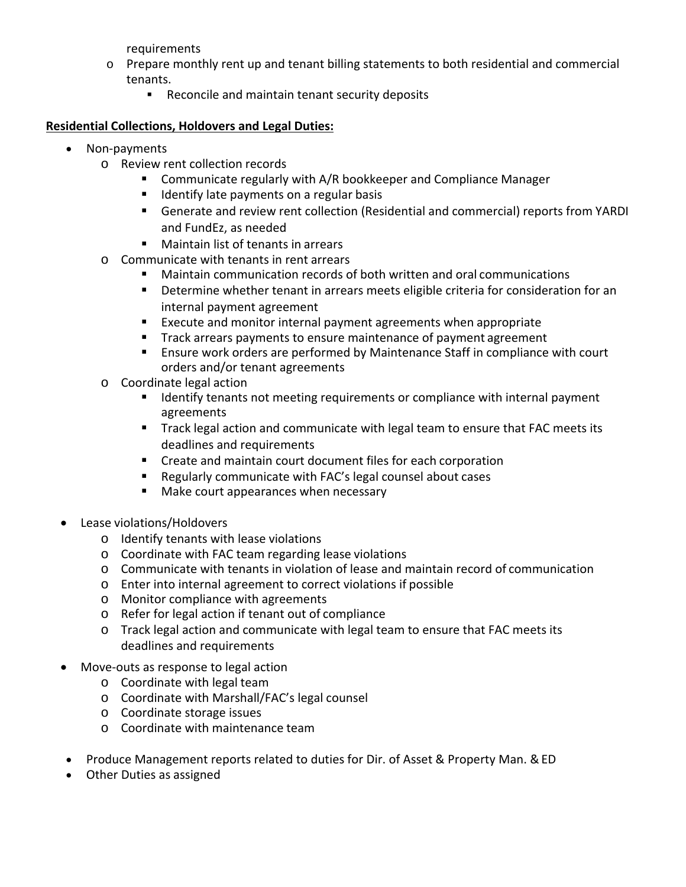requirements

- Prepare monthly rent up and tenant billing statements to both residential and commercial tenants.
    - Reconcile and maintain tenant security deposits

**Residential Collections, Holdovers and Legal Duties:**

- Non-payments
    - Review rent collection records
        - Communicate regularly with A/R bookkeeper and Compliance Manager
        - Identify late payments on a regular basis
        - Generate and review rent collection (Residential and commercial) reports from YARDI and FundEz, as needed
        - Maintain list of tenants in arrears
    - Communicate with tenants in rent arrears
        - Maintain communication records of both written and oral communications
        - Determine whether tenant in arrears meets eligible criteria for consideration for an internal payment agreement
        - Execute and monitor internal payment agreements when appropriate
        - Track arrears payments to ensure maintenance of payment agreement
        - Ensure work orders are performed by Maintenance Staff in compliance with court orders and/or tenant agreements
    - Coordinate legal action
        - Identify tenants not meeting requirements or compliance with internal payment agreements
        - Track legal action and communicate with legal team to ensure that FAC meets its deadlines and requirements
        - Create and maintain court document files for each corporation
        - Regularly communicate with FAC's legal counsel about cases
        - Make court appearances when necessary

- Lease violations/Holdovers
    - Identify tenants with lease violations
    - Coordinate with FAC team regarding lease violations
    - Communicate with tenants in violation of lease and maintain record of communication
    - Enter into internal agreement to correct violations if possible
    - Monitor compliance with agreements
    - Refer for legal action if tenant out of compliance
    - Track legal action and communicate with legal team to ensure that FAC meets its deadlines and requirements

- Move-outs as response to legal action
    - Coordinate with legal team
    - Coordinate with Marshall/FAC's legal counsel
    - Coordinate storage issues
    - Coordinate with maintenance team

- Produce Management reports related to duties for Dir. of Asset & Property Man. & ED
- Other Duties as assigned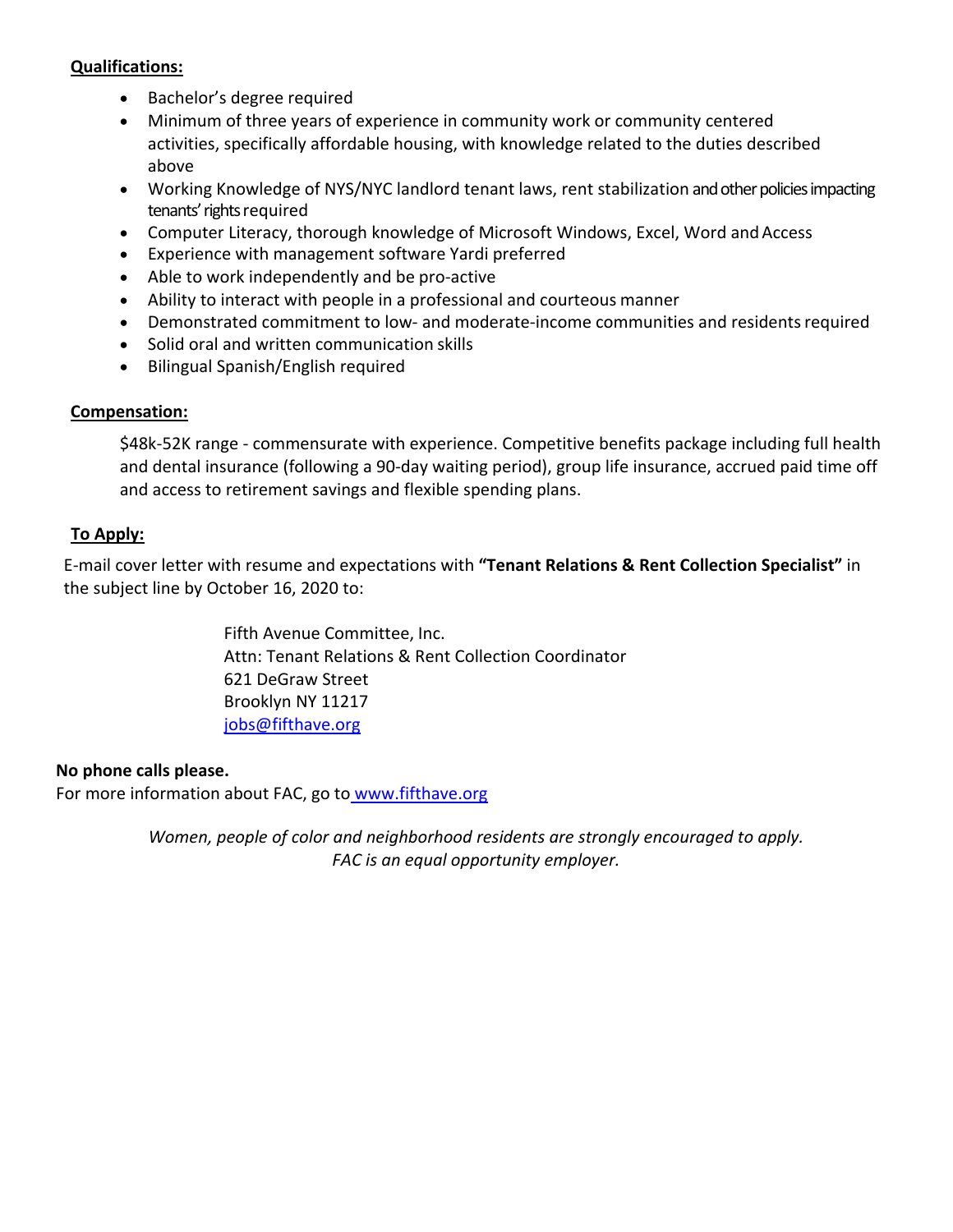**Qualifications:**

- Bachelor's degree required
- Minimum of three years of experience in community work or community centered activities, specifically affordable housing, with knowledge related to the duties described above
- Working Knowledge of NYS/NYC landlord tenant laws, rent stabilization and other policies impacting tenants' rights required
- Computer Literacy, thorough knowledge of Microsoft Windows, Excel, Word and Access
- Experience with management software Yardi preferred
- Able to work independently and be pro-active
- Ability to interact with people in a professional and courteous manner
- Demonstrated commitment to low- and moderate-income communities and residents required
- Solid oral and written communication skills
- Bilingual Spanish/English required

**Compensation:**

$48k-52K range - commensurate with experience. Competitive benefits package including full health and dental insurance (following a 90-day waiting period), group life insurance, accrued paid time off and access to retirement savings and flexible spending plans.

**To Apply:**

E-mail cover letter with resume and expectations with **"Tenant Relations & Rent Collection Specialist"** in the subject line by October 16, 2020 to:

Fifth Avenue Committee, Inc.
Attn: Tenant Relations & Rent Collection Coordinator
621 DeGraw Street
Brooklyn NY 11217
jobs@fifthave.org

**No phone calls please.**
For more information about FAC, go to www.fifthave.org

*Women, people of color and neighborhood residents are strongly encouraged to apply.*
*FAC is an equal opportunity employer.*